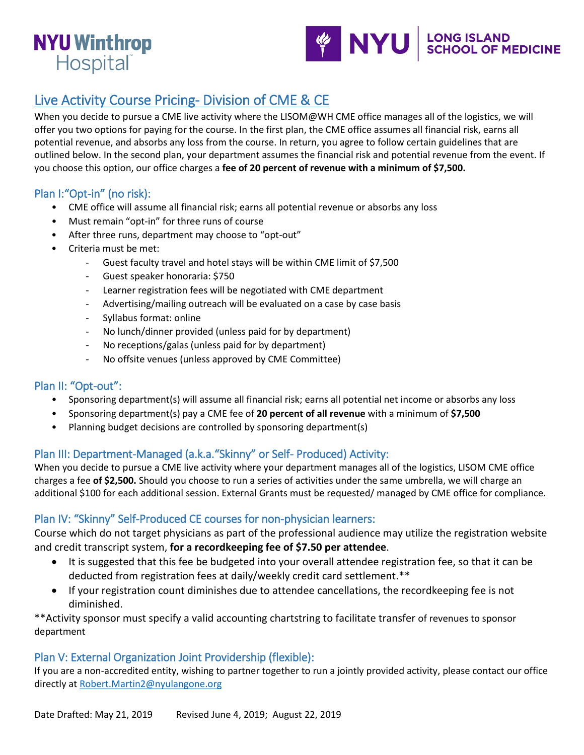NYU Winthrop Hospital

NYU | LONG ISLAND SCHOOL OF MEDICINE

## Live Activity Course Pricing- Division of CME & CE

When you decide to pursue a CME live activity where the LISOM@WH CME office manages all of the logistics, we will offer you two options for paying for the course. In the first plan, the CME office assumes all financial risk, earns all potential revenue, and absorbs any loss from the course. In return, you agree to follow certain guidelines that are outlined below. In the second plan, your department assumes the financial risk and potential revenue from the event. If you choose this option, our office charges a **fee of 20 percent of revenue with a minimum of $7,500.**

### Plan I:"Opt-in" (no risk):

- CME office will assume all financial risk; earns all potential revenue or absorbs any loss
- Must remain "opt-in" for three runs of course
- After three runs, department may choose to "opt-out"
- Criteria must be met:
  - Guest faculty travel and hotel stays will be within CME limit of $7,500
  - Guest speaker honoraria: $750
  - Learner registration fees will be negotiated with CME department
  - Advertising/mailing outreach will be evaluated on a case by case basis
  - Syllabus format: online
  - No lunch/dinner provided (unless paid for by department)
  - No receptions/galas (unless paid for by department)
  - No offsite venues (unless approved by CME Committee)

### Plan II: "Opt-out":

- Sponsoring department(s) will assume all financial risk; earns all potential net income or absorbs any loss
- Sponsoring department(s) pay a CME fee of **20 percent of all revenue** with a minimum of **$7,500**
- Planning budget decisions are controlled by sponsoring department(s)

### Plan III: Department-Managed (a.k.a."Skinny" or Self- Produced) Activity:

When you decide to pursue a CME live activity where your department manages all of the logistics, LISOM CME office charges a fee **of $2,500.** Should you choose to run a series of activities under the same umbrella, we will charge an additional $100 for each additional session. External Grants must be requested/ managed by CME office for compliance.

### Plan IV: "Skinny" Self-Produced CE courses for non-physician learners:

Course which do not target physicians as part of the professional audience may utilize the registration website and credit transcript system, **for a recordkeeping fee of $7.50 per attendee**.

- It is suggested that this fee be budgeted into your overall attendee registration fee, so that it can be deducted from registration fees at daily/weekly credit card settlement.**
- If your registration count diminishes due to attendee cancellations, the recordkeeping fee is not diminished.

**Activity sponsor must specify a valid accounting chartstring to facilitate transfer of revenues to sponsor department

### Plan V: External Organization Joint Providership (flexible):

If you are a non-accredited entity, wishing to partner together to run a jointly provided activity, please contact our office directly at Robert.Martin2@nyulangone.org

Date Drafted: May 21, 2019 Revised June 4, 2019; August 22, 2019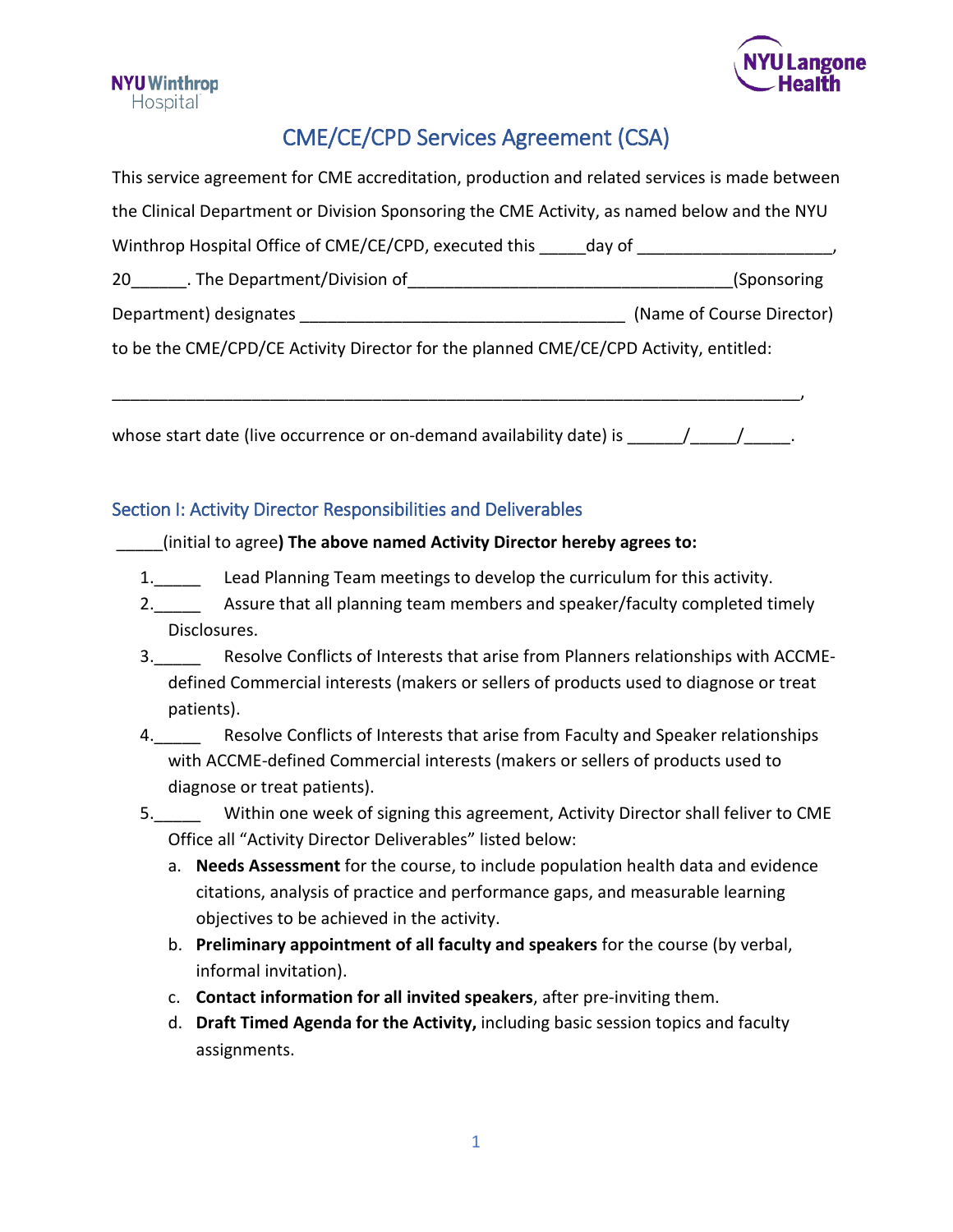NYU Winthrop Hospital

NYU Langone Health

# CME/CE/CPD Services Agreement (CSA)

This service agreement for CME accreditation, production and related services is made between the Clinical Department or Division Sponsoring the CME Activity, as named below and the NYU Winthrop Hospital Office of CME/CE/CPD, executed this _____day of _____________________, 20______. The Department/Division of___________________________________(Sponsoring Department) designates ___________________________________ (Name of Course Director) to be the CME/CPD/CE Activity Director for the planned CME/CE/CPD Activity, entitled:

_________________________________________________________________________,

whose start date (live occurrence or on-demand availability date) is ______/_____/_____.

## Section I: Activity Director Responsibilities and Deliverables

_____(initial to agree**) The above named Activity Director hereby agrees to:**

1._____ Lead Planning Team meetings to develop the curriculum for this activity.
2._____ Assure that all planning team members and speaker/faculty completed timely Disclosures.
3._____ Resolve Conflicts of Interests that arise from Planners relationships with ACCME-defined Commercial interests (makers or sellers of products used to diagnose or treat patients).
4._____ Resolve Conflicts of Interests that arise from Faculty and Speaker relationships with ACCME-defined Commercial interests (makers or sellers of products used to diagnose or treat patients).
5._____ Within one week of signing this agreement, Activity Director shall feliver to CME Office all "Activity Director Deliverables" listed below:
   a. **Needs Assessment** for the course, to include population health data and evidence citations, analysis of practice and performance gaps, and measurable learning objectives to be achieved in the activity.
   b. **Preliminary appointment of all faculty and speakers** for the course (by verbal, informal invitation).
   c. **Contact information for all invited speakers**, after pre-inviting them.
   d. **Draft Timed Agenda for the Activity,** including basic session topics and faculty assignments.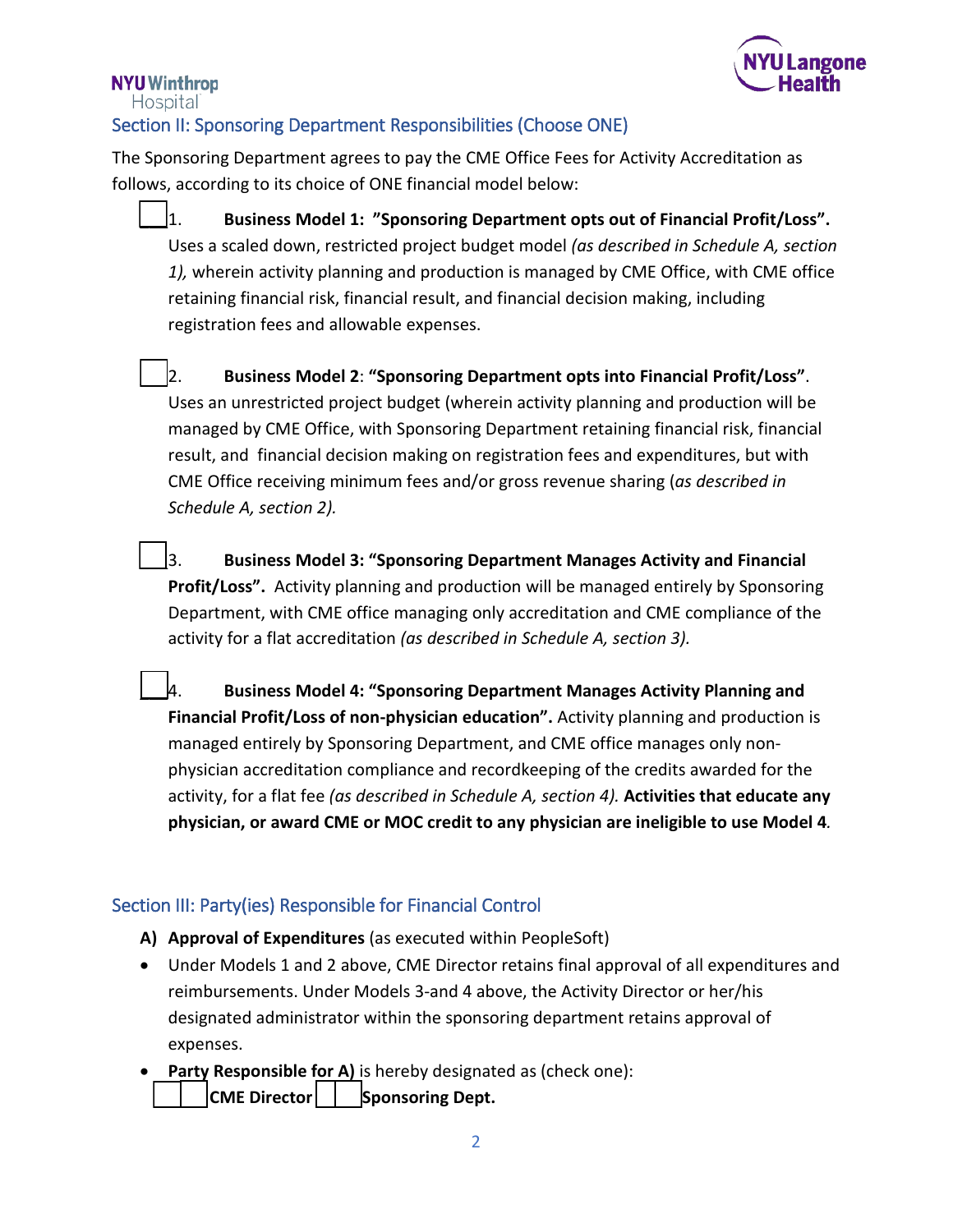## Section II: Sponsoring Department Responsibilities (Choose ONE)

The Sponsoring Department agrees to pay the CME Office Fees for Activity Accreditation as follows, according to its choice of ONE financial model below:

☐ 1. **Business Model 1: "Sponsoring Department opts out of Financial Profit/Loss".** Uses a scaled down, restricted project budget model *(as described in Schedule A, section 1),* wherein activity planning and production is managed by CME Office, with CME office retaining financial risk, financial result, and financial decision making, including registration fees and allowable expenses.

☐ 2. **Business Model 2**: **"Sponsoring Department opts into Financial Profit/Loss"**. Uses an unrestricted project budget (wherein activity planning and production will be managed by CME Office, with Sponsoring Department retaining financial risk, financial result, and financial decision making on registration fees and expenditures, but with CME Office receiving minimum fees and/or gross revenue sharing (*as described in Schedule A, section 2).*

☐ 3. **Business Model 3: "Sponsoring Department Manages Activity and Financial Profit/Loss".** Activity planning and production will be managed entirely by Sponsoring Department, with CME office managing only accreditation and CME compliance of the activity for a flat accreditation *(as described in Schedule A, section 3).*

☐ 4. **Business Model 4: "Sponsoring Department Manages Activity Planning and Financial Profit/Loss of non-physician education".** Activity planning and production is managed entirely by Sponsoring Department, and CME office manages only non-physician accreditation compliance and recordkeeping of the credits awarded for the activity, for a flat fee *(as described in Schedule A, section 4).* **Activities that educate any physician, or award CME or MOC credit to any physician are ineligible to use Model 4***.*

## Section III: Party(ies) Responsible for Financial Control

**A) Approval of Expenditures** (as executed within PeopleSoft)

- Under Models 1 and 2 above, CME Director retains final approval of all expenditures and reimbursements. Under Models 3-and 4 above, the Activity Director or her/his designated administrator within the sponsoring department retains approval of expenses.
- **Party Responsible for A)** is hereby designated as (check one):
  ☐ **CME Director** ☐ **Sponsoring Dept.**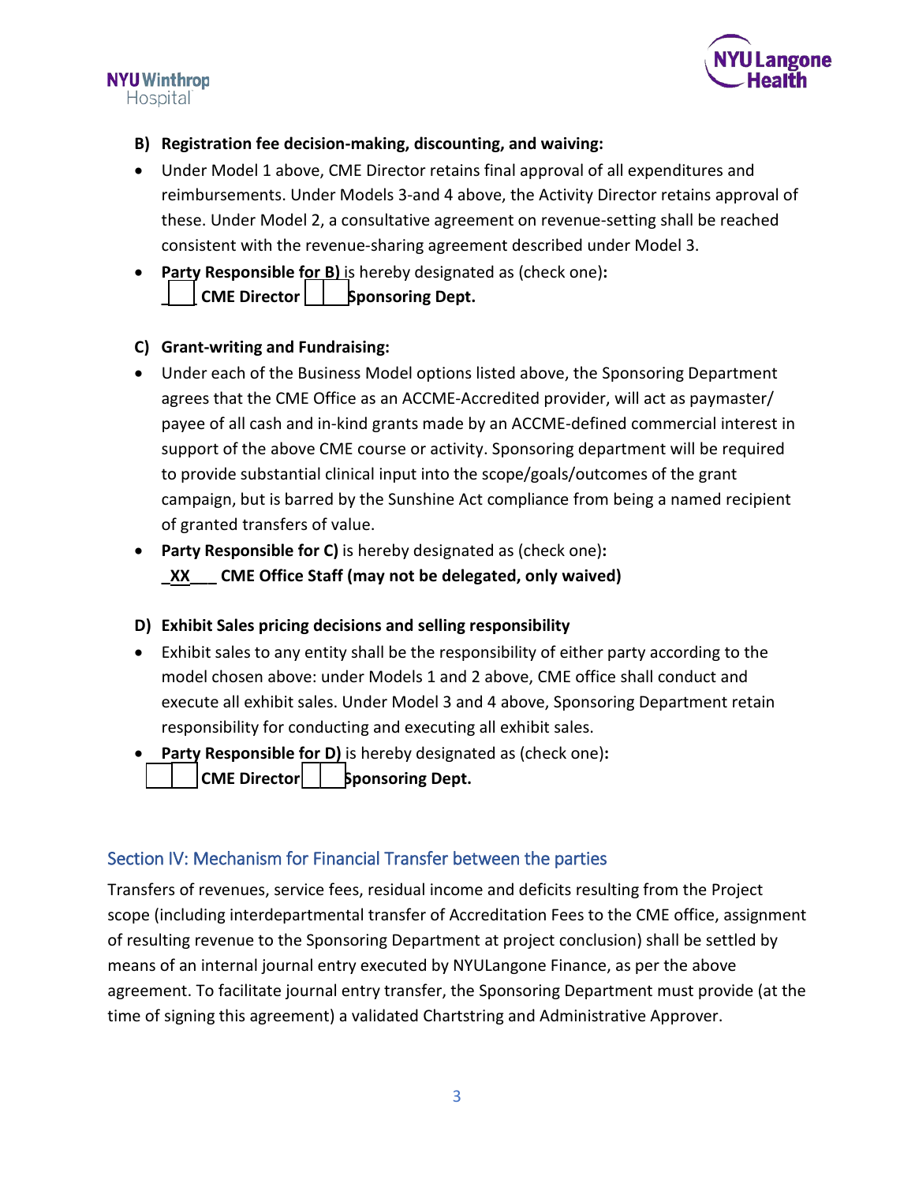**B) Registration fee decision-making, discounting, and waiving:**

- Under Model 1 above, CME Director retains final approval of all expenditures and reimbursements. Under Models 3-and 4 above, the Activity Director retains approval of these. Under Model 2, a consultative agreement on revenue-setting shall be reached consistent with the revenue-sharing agreement described under Model 3.
- **Party Responsible for B)** is hereby designated as (check one)**:**
  **___ CME Director ___ Sponsoring Dept.**

**C) Grant-writing and Fundraising:**

- Under each of the Business Model options listed above, the Sponsoring Department agrees that the CME Office as an ACCME-Accredited provider, will act as paymaster/ payee of all cash and in-kind grants made by an ACCME-defined commercial interest in support of the above CME course or activity. Sponsoring department will be required to provide substantial clinical input into the scope/goals/outcomes of the grant campaign, but is barred by the Sunshine Act compliance from being a named recipient of granted transfers of value.
- **Party Responsible for C)** is hereby designated as (check one)**:**
  **_XX___ CME Office Staff (may not be delegated, only waived)**

**D) Exhibit Sales pricing decisions and selling responsibility**

- Exhibit sales to any entity shall be the responsibility of either party according to the model chosen above: under Models 1 and 2 above, CME office shall conduct and execute all exhibit sales. Under Model 3 and 4 above, Sponsoring Department retain responsibility for conducting and executing all exhibit sales.
- **Party Responsible for D)** is hereby designated as (check one)**:**
  **___ CME Director ___ Sponsoring Dept.**

## Section IV: Mechanism for Financial Transfer between the parties

Transfers of revenues, service fees, residual income and deficits resulting from the Project scope (including interdepartmental transfer of Accreditation Fees to the CME office, assignment of resulting revenue to the Sponsoring Department at project conclusion) shall be settled by means of an internal journal entry executed by NYULangone Finance, as per the above agreement. To facilitate journal entry transfer, the Sponsoring Department must provide (at the time of signing this agreement) a validated Chartstring and Administrative Approver.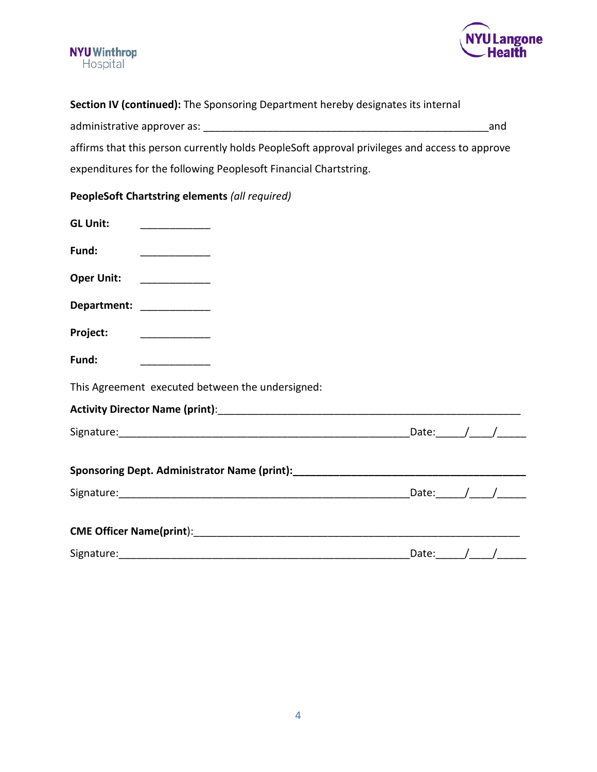**Section IV (continued):** The Sponsoring Department hereby designates its internal administrative approver as: ___________________________________________________and affirms that this person currently holds PeopleSoft approval privileges and access to approve expenditures for the following Peoplesoft Financial Chartstring.

**PeopleSoft Chartstring elements** *(all required)*

**GL Unit:** ____________

**Fund:** ____________

**Oper Unit:** ____________

**Department:** ____________

**Project:** ____________

**Fund:** ____________

This Agreement executed between the undersigned:

**Activity Director Name (print)**:_____________________________________________________

Signature:__________________________________________________Date:_____/____/_____

**Sponsoring Dept. Administrator Name (print):________________________________________**

Signature:__________________________________________________Date:_____/____/_____

**CME Officer Name(print)**:_________________________________________________________

Signature:__________________________________________________Date:_____/____/_____